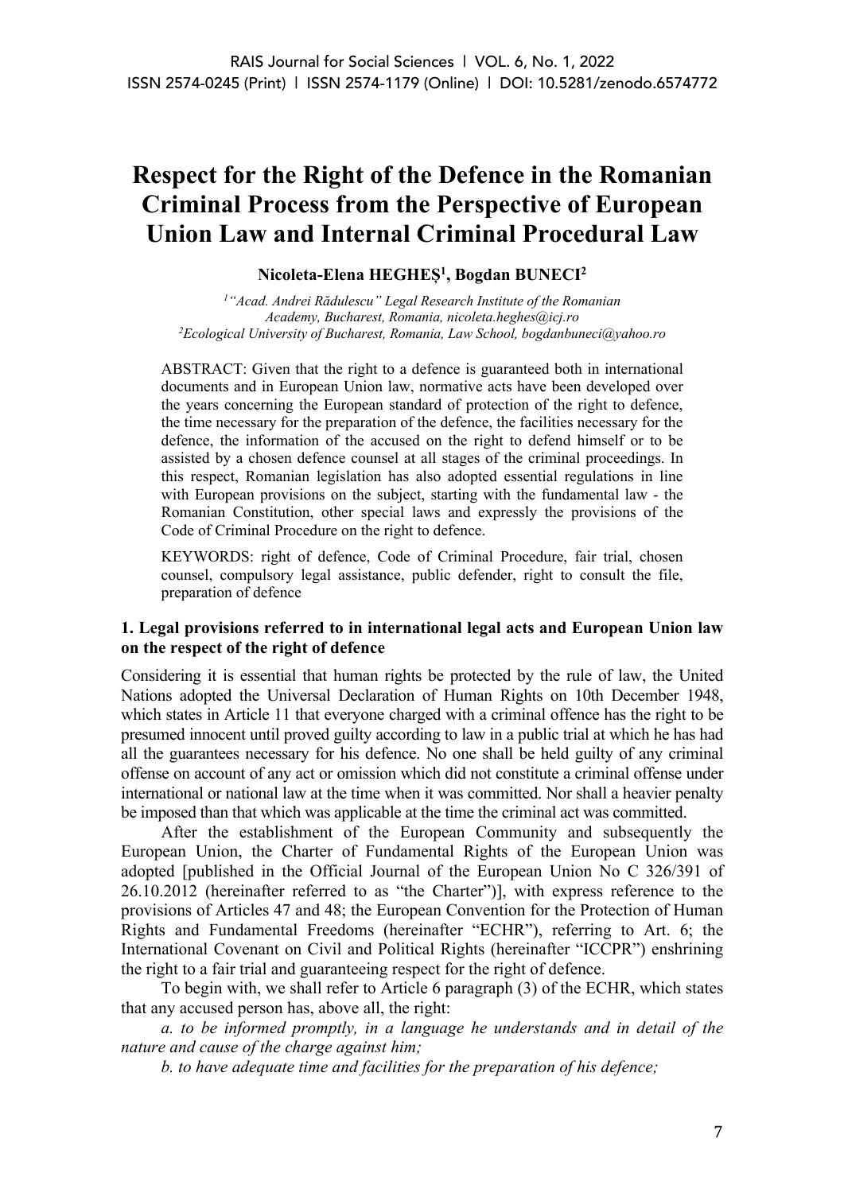# Respect for the Right of the Defence in the Romanian Criminal Process from the Perspective of European Union Law and Internal Criminal Procedural Law

**Nicoleta-Elena HEGHEȘ[1], Bogdan BUNECI[2]**

*[1]"Acad. Andrei Rădulescu" Legal Research Institute of the Romanian Academy, Bucharest, Romania, nicoleta.heghes@icj.ro*
*[2]Ecological University of Bucharest, Romania, Law School, bogdanbuneci@yahoo.ro*

ABSTRACT: Given that the right to a defence is guaranteed both in international documents and in European Union law, normative acts have been developed over the years concerning the European standard of protection of the right to defence, the time necessary for the preparation of the defence, the facilities necessary for the defence, the information of the accused on the right to defend himself or to be assisted by a chosen defence counsel at all stages of the criminal proceedings. In this respect, Romanian legislation has also adopted essential regulations in line with European provisions on the subject, starting with the fundamental law - the Romanian Constitution, other special laws and expressly the provisions of the Code of Criminal Procedure on the right to defence.

KEYWORDS: right of defence, Code of Criminal Procedure, fair trial, chosen counsel, compulsory legal assistance, public defender, right to consult the file, preparation of defence

## 1. Legal provisions referred to in international legal acts and European Union law on the respect of the right of defence

Considering it is essential that human rights be protected by the rule of law, the United Nations adopted the Universal Declaration of Human Rights on 10th December 1948, which states in Article 11 that everyone charged with a criminal offence has the right to be presumed innocent until proved guilty according to law in a public trial at which he has had all the guarantees necessary for his defence. No one shall be held guilty of any criminal offense on account of any act or omission which did not constitute a criminal offense under international or national law at the time when it was committed. Nor shall a heavier penalty be imposed than that which was applicable at the time the criminal act was committed.

After the establishment of the European Community and subsequently the European Union, the Charter of Fundamental Rights of the European Union was adopted [published in the Official Journal of the European Union No C 326/391 of 26.10.2012 (hereinafter referred to as "the Charter")], with express reference to the provisions of Articles 47 and 48; the European Convention for the Protection of Human Rights and Fundamental Freedoms (hereinafter "ECHR"), referring to Art. 6; the International Covenant on Civil and Political Rights (hereinafter "ICCPR") enshrining the right to a fair trial and guaranteeing respect for the right of defence.

To begin with, we shall refer to Article 6 paragraph (3) of the ECHR, which states that any accused person has, above all, the right:

*a. to be informed promptly, in a language he understands and in detail of the nature and cause of the charge against him;*

*b. to have adequate time and facilities for the preparation of his defence;*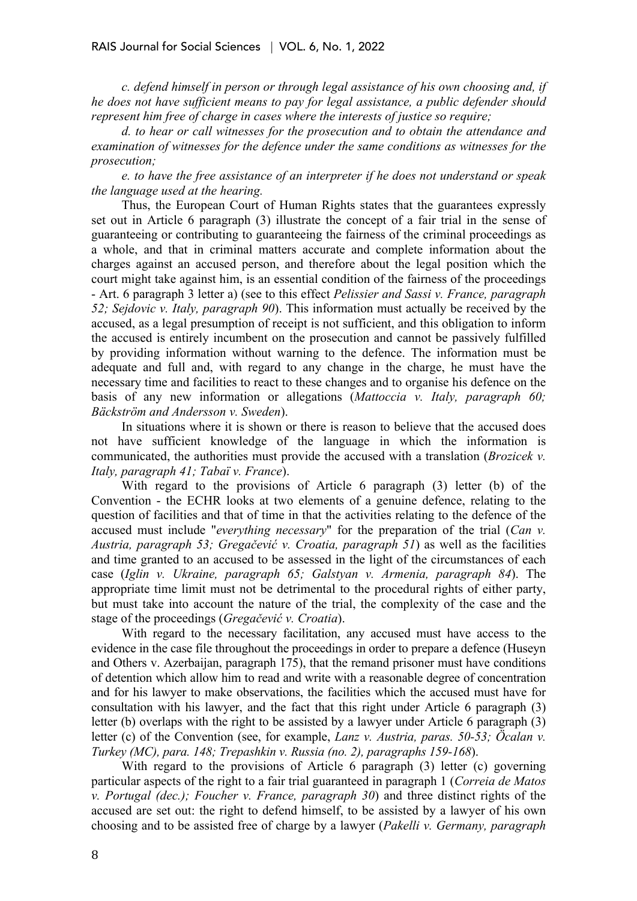*c. defend himself in person or through legal assistance of his own choosing and, if he does not have sufficient means to pay for legal assistance, a public defender should represent him free of charge in cases where the interests of justice so require;*

*d. to hear or call witnesses for the prosecution and to obtain the attendance and examination of witnesses for the defence under the same conditions as witnesses for the prosecution;*

*e. to have the free assistance of an interpreter if he does not understand or speak the language used at the hearing.*

Thus, the European Court of Human Rights states that the guarantees expressly set out in Article 6 paragraph (3) illustrate the concept of a fair trial in the sense of guaranteeing or contributing to guaranteeing the fairness of the criminal proceedings as a whole, and that in criminal matters accurate and complete information about the charges against an accused person, and therefore about the legal position which the court might take against him, is an essential condition of the fairness of the proceedings - Art. 6 paragraph 3 letter a) (see to this effect *Pelissier and Sassi v. France, paragraph 52; Sejdovic v. Italy, paragraph 90*). This information must actually be received by the accused, as a legal presumption of receipt is not sufficient, and this obligation to inform the accused is entirely incumbent on the prosecution and cannot be passively fulfilled by providing information without warning to the defence. The information must be adequate and full and, with regard to any change in the charge, he must have the necessary time and facilities to react to these changes and to organise his defence on the basis of any new information or allegations (*Mattoccia v. Italy, paragraph 60; Bäckström and Andersson v. Sweden*).

In situations where it is shown or there is reason to believe that the accused does not have sufficient knowledge of the language in which the information is communicated, the authorities must provide the accused with a translation (*Brozicek v. Italy, paragraph 41; Tabaï v. France*).

With regard to the provisions of Article 6 paragraph (3) letter (b) of the Convention - the ECHR looks at two elements of a genuine defence, relating to the question of facilities and that of time in that the activities relating to the defence of the accused must include "*everything necessary*" for the preparation of the trial (*Can v. Austria, paragraph 53; Gregačević v. Croatia, paragraph 51*) as well as the facilities and time granted to an accused to be assessed in the light of the circumstances of each case (*Iglin v. Ukraine, paragraph 65; Galstyan v. Armenia, paragraph 84*). The appropriate time limit must not be detrimental to the procedural rights of either party, but must take into account the nature of the trial, the complexity of the case and the stage of the proceedings (*Gregačević v. Croatia*).

With regard to the necessary facilitation, any accused must have access to the evidence in the case file throughout the proceedings in order to prepare a defence (Huseyn and Others v. Azerbaijan, paragraph 175), that the remand prisoner must have conditions of detention which allow him to read and write with a reasonable degree of concentration and for his lawyer to make observations, the facilities which the accused must have for consultation with his lawyer, and the fact that this right under Article 6 paragraph (3) letter (b) overlaps with the right to be assisted by a lawyer under Article 6 paragraph (3) letter (c) of the Convention (see, for example, *Lanz v. Austria, paras. 50-53; Öcalan v. Turkey (MC), para. 148; Trepashkin v. Russia (no. 2), paragraphs 159-168*).

With regard to the provisions of Article 6 paragraph (3) letter (c) governing particular aspects of the right to a fair trial guaranteed in paragraph 1 (*Correia de Matos v. Portugal (dec.); Foucher v. France, paragraph 30*) and three distinct rights of the accused are set out: the right to defend himself, to be assisted by a lawyer of his own choosing and to be assisted free of charge by a lawyer (*Pakelli v. Germany, paragraph*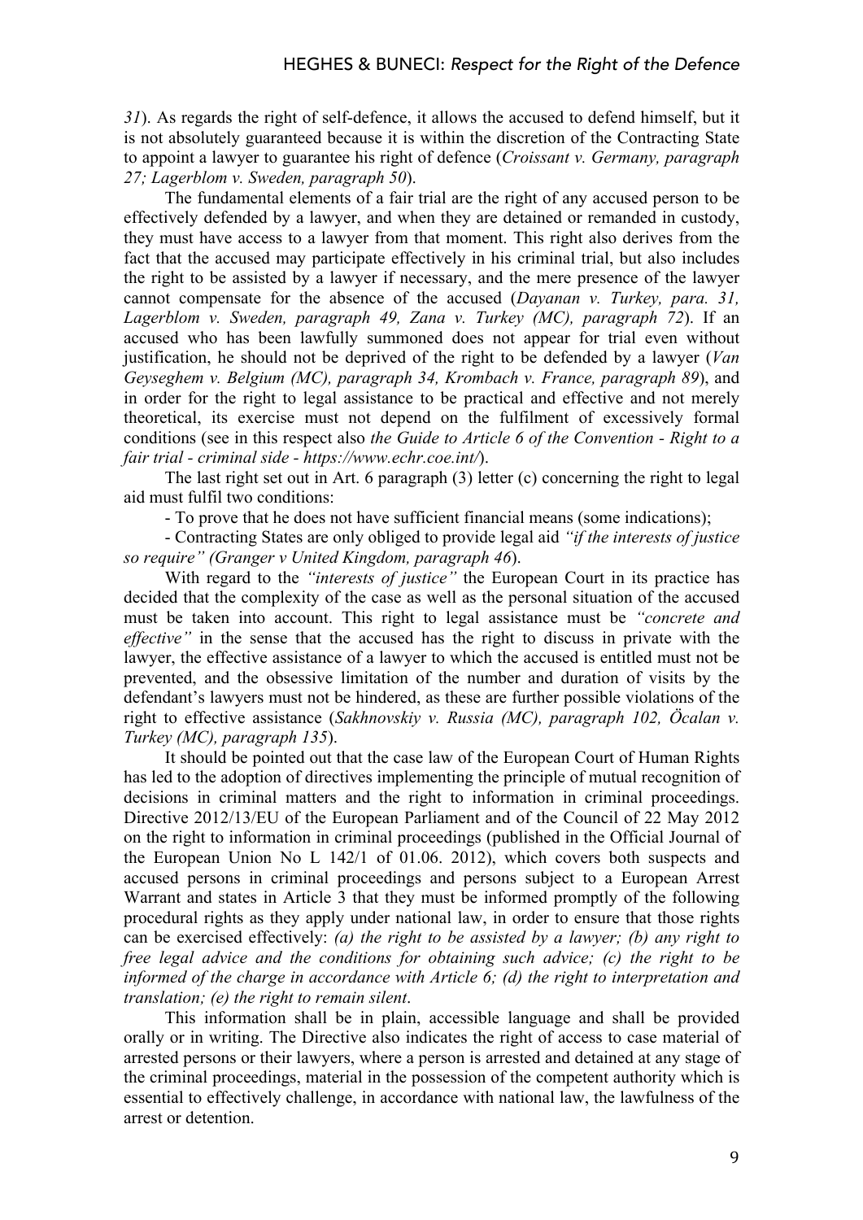*31*). As regards the right of self-defence, it allows the accused to defend himself, but it is not absolutely guaranteed because it is within the discretion of the Contracting State to appoint a lawyer to guarantee his right of defence (*Croissant v. Germany, paragraph 27; Lagerblom v. Sweden, paragraph 50*).

The fundamental elements of a fair trial are the right of any accused person to be effectively defended by a lawyer, and when they are detained or remanded in custody, they must have access to a lawyer from that moment. This right also derives from the fact that the accused may participate effectively in his criminal trial, but also includes the right to be assisted by a lawyer if necessary, and the mere presence of the lawyer cannot compensate for the absence of the accused (*Dayanan v. Turkey, para. 31, Lagerblom v. Sweden, paragraph 49, Zana v. Turkey (MC), paragraph 72*). If an accused who has been lawfully summoned does not appear for trial even without justification, he should not be deprived of the right to be defended by a lawyer (*Van Geyseghem v. Belgium (MC), paragraph 34, Krombach v. France, paragraph 89*), and in order for the right to legal assistance to be practical and effective and not merely theoretical, its exercise must not depend on the fulfilment of excessively formal conditions (see in this respect also *the Guide to Article 6 of the Convention - Right to a fair trial - criminal side - https://www.echr.coe.int/*).

The last right set out in Art. 6 paragraph (3) letter (c) concerning the right to legal aid must fulfil two conditions:

- To prove that he does not have sufficient financial means (some indications);
- Contracting States are only obliged to provide legal aid *"if the interests of justice so require" (Granger v United Kingdom, paragraph 46*).

With regard to the *"interests of justice"* the European Court in its practice has decided that the complexity of the case as well as the personal situation of the accused must be taken into account. This right to legal assistance must be *"concrete and effective"* in the sense that the accused has the right to discuss in private with the lawyer, the effective assistance of a lawyer to which the accused is entitled must not be prevented, and the obsessive limitation of the number and duration of visits by the defendant's lawyers must not be hindered, as these are further possible violations of the right to effective assistance (*Sakhnovskiy v. Russia (MC), paragraph 102, Öcalan v. Turkey (MC), paragraph 135*).

It should be pointed out that the case law of the European Court of Human Rights has led to the adoption of directives implementing the principle of mutual recognition of decisions in criminal matters and the right to information in criminal proceedings. Directive 2012/13/EU of the European Parliament and of the Council of 22 May 2012 on the right to information in criminal proceedings (published in the Official Journal of the European Union No L 142/1 of 01.06. 2012), which covers both suspects and accused persons in criminal proceedings and persons subject to a European Arrest Warrant and states in Article 3 that they must be informed promptly of the following procedural rights as they apply under national law, in order to ensure that those rights can be exercised effectively: *(a) the right to be assisted by a lawyer; (b) any right to free legal advice and the conditions for obtaining such advice; (c) the right to be informed of the charge in accordance with Article 6; (d) the right to interpretation and translation; (e) the right to remain silent*.

This information shall be in plain, accessible language and shall be provided orally or in writing. The Directive also indicates the right of access to case material of arrested persons or their lawyers, where a person is arrested and detained at any stage of the criminal proceedings, material in the possession of the competent authority which is essential to effectively challenge, in accordance with national law, the lawfulness of the arrest or detention.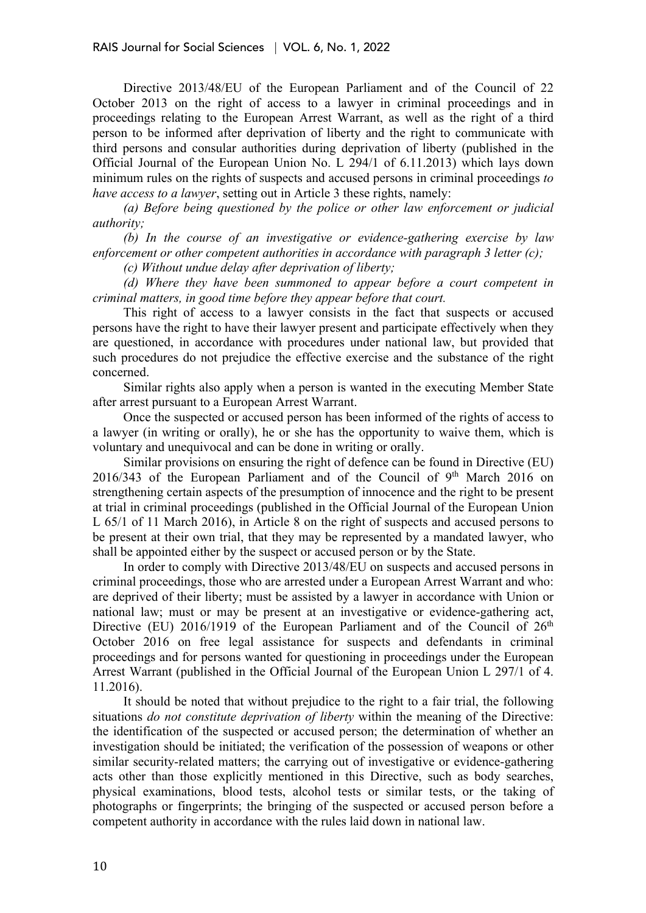Directive 2013/48/EU of the European Parliament and of the Council of 22 October 2013 on the right of access to a lawyer in criminal proceedings and in proceedings relating to the European Arrest Warrant, as well as the right of a third person to be informed after deprivation of liberty and the right to communicate with third persons and consular authorities during deprivation of liberty (published in the Official Journal of the European Union No. L 294/1 of 6.11.2013) which lays down minimum rules on the rights of suspects and accused persons in criminal proceedings *to have access to a lawyer*, setting out in Article 3 these rights, namely:

*(a) Before being questioned by the police or other law enforcement or judicial authority;*

*(b) In the course of an investigative or evidence-gathering exercise by law enforcement or other competent authorities in accordance with paragraph 3 letter (c);*

*(c) Without undue delay after deprivation of liberty;*

*(d) Where they have been summoned to appear before a court competent in criminal matters, in good time before they appear before that court.*

This right of access to a lawyer consists in the fact that suspects or accused persons have the right to have their lawyer present and participate effectively when they are questioned, in accordance with procedures under national law, but provided that such procedures do not prejudice the effective exercise and the substance of the right concerned.

Similar rights also apply when a person is wanted in the executing Member State after arrest pursuant to a European Arrest Warrant.

Once the suspected or accused person has been informed of the rights of access to a lawyer (in writing or orally), he or she has the opportunity to waive them, which is voluntary and unequivocal and can be done in writing or orally.

Similar provisions on ensuring the right of defence can be found in Directive (EU) 2016/343 of the European Parliament and of the Council of 9th March 2016 on strengthening certain aspects of the presumption of innocence and the right to be present at trial in criminal proceedings (published in the Official Journal of the European Union L 65/1 of 11 March 2016), in Article 8 on the right of suspects and accused persons to be present at their own trial, that they may be represented by a mandated lawyer, who shall be appointed either by the suspect or accused person or by the State.

In order to comply with Directive 2013/48/EU on suspects and accused persons in criminal proceedings, those who are arrested under a European Arrest Warrant and who: are deprived of their liberty; must be assisted by a lawyer in accordance with Union or national law; must or may be present at an investigative or evidence-gathering act, Directive (EU) 2016/1919 of the European Parliament and of the Council of 26th October 2016 on free legal assistance for suspects and defendants in criminal proceedings and for persons wanted for questioning in proceedings under the European Arrest Warrant (published in the Official Journal of the European Union L 297/1 of 4. 11.2016).

It should be noted that without prejudice to the right to a fair trial, the following situations *do not constitute deprivation of liberty* within the meaning of the Directive: the identification of the suspected or accused person; the determination of whether an investigation should be initiated; the verification of the possession of weapons or other similar security-related matters; the carrying out of investigative or evidence-gathering acts other than those explicitly mentioned in this Directive, such as body searches, physical examinations, blood tests, alcohol tests or similar tests, or the taking of photographs or fingerprints; the bringing of the suspected or accused person before a competent authority in accordance with the rules laid down in national law.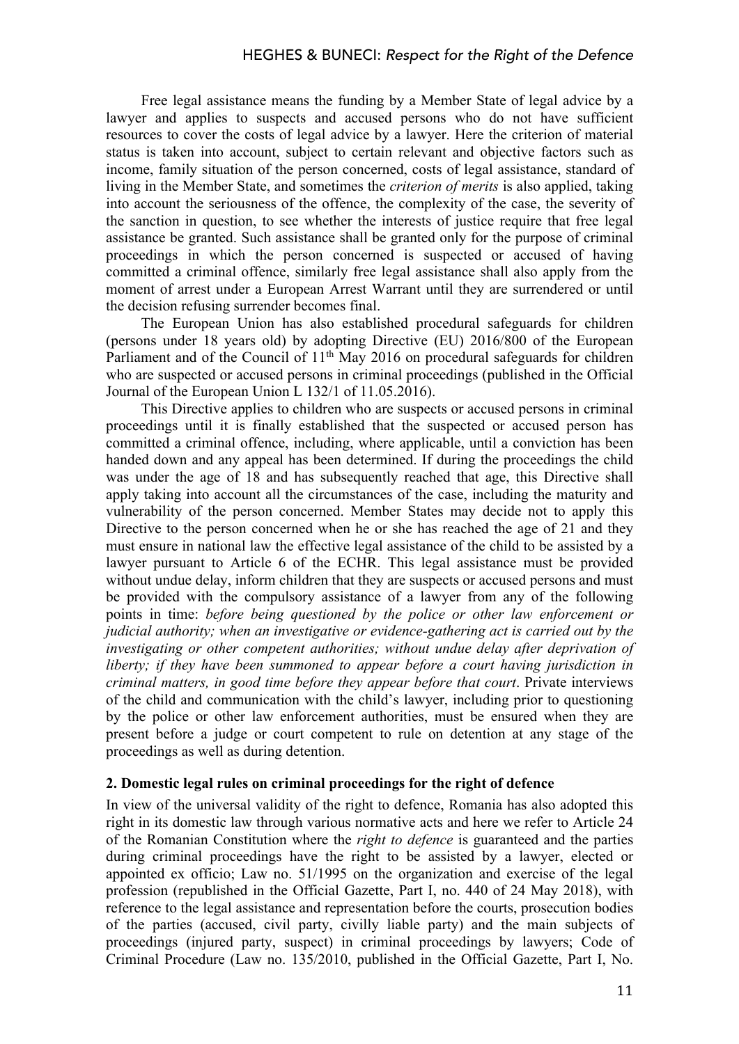Free legal assistance means the funding by a Member State of legal advice by a lawyer and applies to suspects and accused persons who do not have sufficient resources to cover the costs of legal advice by a lawyer. Here the criterion of material status is taken into account, subject to certain relevant and objective factors such as income, family situation of the person concerned, costs of legal assistance, standard of living in the Member State, and sometimes the *criterion of merits* is also applied, taking into account the seriousness of the offence, the complexity of the case, the severity of the sanction in question, to see whether the interests of justice require that free legal assistance be granted. Such assistance shall be granted only for the purpose of criminal proceedings in which the person concerned is suspected or accused of having committed a criminal offence, similarly free legal assistance shall also apply from the moment of arrest under a European Arrest Warrant until they are surrendered or until the decision refusing surrender becomes final.

The European Union has also established procedural safeguards for children (persons under 18 years old) by adopting Directive (EU) 2016/800 of the European Parliament and of the Council of 11th May 2016 on procedural safeguards for children who are suspected or accused persons in criminal proceedings (published in the Official Journal of the European Union L 132/1 of 11.05.2016).

This Directive applies to children who are suspects or accused persons in criminal proceedings until it is finally established that the suspected or accused person has committed a criminal offence, including, where applicable, until a conviction has been handed down and any appeal has been determined. If during the proceedings the child was under the age of 18 and has subsequently reached that age, this Directive shall apply taking into account all the circumstances of the case, including the maturity and vulnerability of the person concerned. Member States may decide not to apply this Directive to the person concerned when he or she has reached the age of 21 and they must ensure in national law the effective legal assistance of the child to be assisted by a lawyer pursuant to Article 6 of the ECHR. This legal assistance must be provided without undue delay, inform children that they are suspects or accused persons and must be provided with the compulsory assistance of a lawyer from any of the following points in time: *before being questioned by the police or other law enforcement or judicial authority; when an investigative or evidence-gathering act is carried out by the investigating or other competent authorities; without undue delay after deprivation of liberty; if they have been summoned to appear before a court having jurisdiction in criminal matters, in good time before they appear before that court*. Private interviews of the child and communication with the child's lawyer, including prior to questioning by the police or other law enforcement authorities, must be ensured when they are present before a judge or court competent to rule on detention at any stage of the proceedings as well as during detention.

## 2. Domestic legal rules on criminal proceedings for the right of defence

In view of the universal validity of the right to defence, Romania has also adopted this right in its domestic law through various normative acts and here we refer to Article 24 of the Romanian Constitution where the *right to defence* is guaranteed and the parties during criminal proceedings have the right to be assisted by a lawyer, elected or appointed ex officio; Law no. 51/1995 on the organization and exercise of the legal profession (republished in the Official Gazette, Part I, no. 440 of 24 May 2018), with reference to the legal assistance and representation before the courts, prosecution bodies of the parties (accused, civil party, civilly liable party) and the main subjects of proceedings (injured party, suspect) in criminal proceedings by lawyers; Code of Criminal Procedure (Law no. 135/2010, published in the Official Gazette, Part I, No.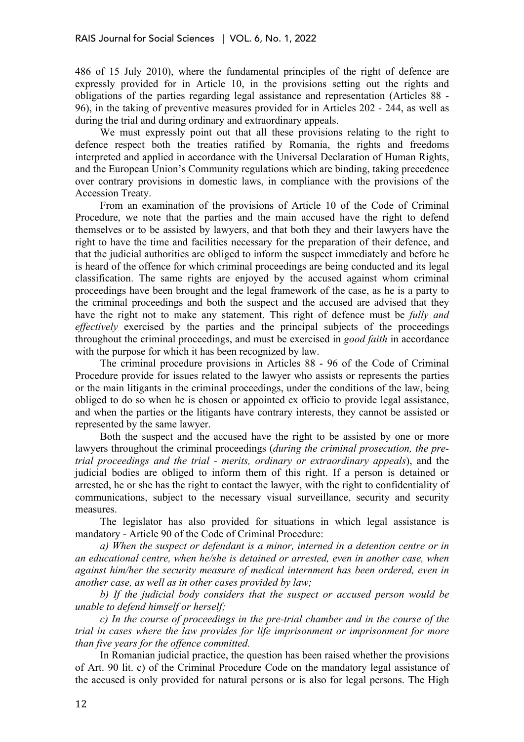486 of 15 July 2010), where the fundamental principles of the right of defence are expressly provided for in Article 10, in the provisions setting out the rights and obligations of the parties regarding legal assistance and representation (Articles 88 - 96), in the taking of preventive measures provided for in Articles 202 - 244, as well as during the trial and during ordinary and extraordinary appeals.

We must expressly point out that all these provisions relating to the right to defence respect both the treaties ratified by Romania, the rights and freedoms interpreted and applied in accordance with the Universal Declaration of Human Rights, and the European Union's Community regulations which are binding, taking precedence over contrary provisions in domestic laws, in compliance with the provisions of the Accession Treaty.

From an examination of the provisions of Article 10 of the Code of Criminal Procedure, we note that the parties and the main accused have the right to defend themselves or to be assisted by lawyers, and that both they and their lawyers have the right to have the time and facilities necessary for the preparation of their defence, and that the judicial authorities are obliged to inform the suspect immediately and before he is heard of the offence for which criminal proceedings are being conducted and its legal classification. The same rights are enjoyed by the accused against whom criminal proceedings have been brought and the legal framework of the case, as he is a party to the criminal proceedings and both the suspect and the accused are advised that they have the right not to make any statement. This right of defence must be *fully and effectively* exercised by the parties and the principal subjects of the proceedings throughout the criminal proceedings, and must be exercised in *good faith* in accordance with the purpose for which it has been recognized by law.

The criminal procedure provisions in Articles 88 - 96 of the Code of Criminal Procedure provide for issues related to the lawyer who assists or represents the parties or the main litigants in the criminal proceedings, under the conditions of the law, being obliged to do so when he is chosen or appointed ex officio to provide legal assistance, and when the parties or the litigants have contrary interests, they cannot be assisted or represented by the same lawyer.

Both the suspect and the accused have the right to be assisted by one or more lawyers throughout the criminal proceedings (*during the criminal prosecution, the pre-trial proceedings and the trial - merits, ordinary or extraordinary appeals*), and the judicial bodies are obliged to inform them of this right. If a person is detained or arrested, he or she has the right to contact the lawyer, with the right to confidentiality of communications, subject to the necessary visual surveillance, security and security measures.

The legislator has also provided for situations in which legal assistance is mandatory - Article 90 of the Code of Criminal Procedure:

*a) When the suspect or defendant is a minor, interned in a detention centre or in an educational centre, when he/she is detained or arrested, even in another case, when against him/her the security measure of medical internment has been ordered, even in another case, as well as in other cases provided by law;*

*b) If the judicial body considers that the suspect or accused person would be unable to defend himself or herself;*

*c) In the course of proceedings in the pre-trial chamber and in the course of the trial in cases where the law provides for life imprisonment or imprisonment for more than five years for the offence committed.*

In Romanian judicial practice, the question has been raised whether the provisions of Art. 90 lit. c) of the Criminal Procedure Code on the mandatory legal assistance of the accused is only provided for natural persons or is also for legal persons. The High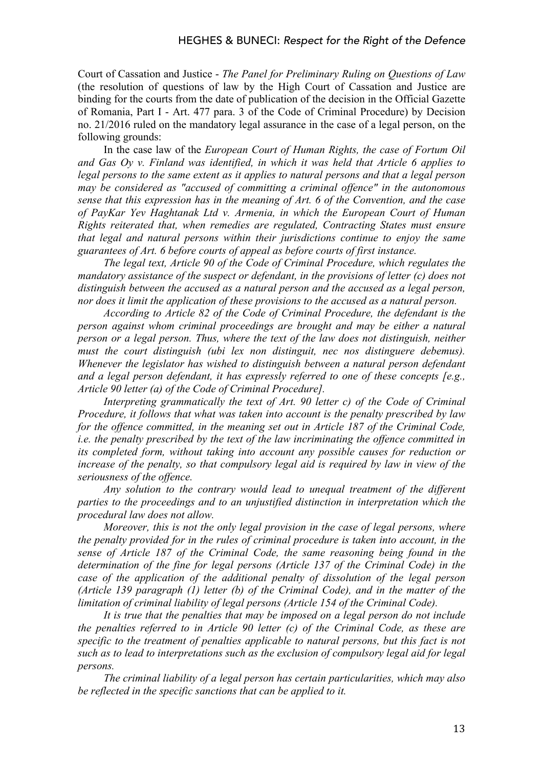Court of Cassation and Justice - *The Panel for Preliminary Ruling on Questions of Law* (the resolution of questions of law by the High Court of Cassation and Justice are binding for the courts from the date of publication of the decision in the Official Gazette of Romania, Part I - Art. 477 para. 3 of the Code of Criminal Procedure) by Decision no. 21/2016 ruled on the mandatory legal assurance in the case of a legal person, on the following grounds:

In the case law of the *European Court of Human Rights, the case of Fortum Oil and Gas Oy v. Finland was identified, in which it was held that Article 6 applies to legal persons to the same extent as it applies to natural persons and that a legal person may be considered as "accused of committing a criminal offence" in the autonomous sense that this expression has in the meaning of Art. 6 of the Convention, and the case of PayKar Yev Haghtanak Ltd v. Armenia, in which the European Court of Human Rights reiterated that, when remedies are regulated, Contracting States must ensure that legal and natural persons within their jurisdictions continue to enjoy the same guarantees of Art. 6 before courts of appeal as before courts of first instance.*

*The legal text, Article 90 of the Code of Criminal Procedure, which regulates the mandatory assistance of the suspect or defendant, in the provisions of letter (c) does not distinguish between the accused as a natural person and the accused as a legal person, nor does it limit the application of these provisions to the accused as a natural person.*

*According to Article 82 of the Code of Criminal Procedure, the defendant is the person against whom criminal proceedings are brought and may be either a natural person or a legal person. Thus, where the text of the law does not distinguish, neither must the court distinguish (ubi lex non distinguit, nec nos distinguere debemus). Whenever the legislator has wished to distinguish between a natural person defendant and a legal person defendant, it has expressly referred to one of these concepts [e.g., Article 90 letter (a) of the Code of Criminal Procedure].*

*Interpreting grammatically the text of Art. 90 letter c) of the Code of Criminal Procedure, it follows that what was taken into account is the penalty prescribed by law for the offence committed, in the meaning set out in Article 187 of the Criminal Code, i.e. the penalty prescribed by the text of the law incriminating the offence committed in its completed form, without taking into account any possible causes for reduction or increase of the penalty, so that compulsory legal aid is required by law in view of the seriousness of the offence.*

*Any solution to the contrary would lead to unequal treatment of the different parties to the proceedings and to an unjustified distinction in interpretation which the procedural law does not allow.*

*Moreover, this is not the only legal provision in the case of legal persons, where the penalty provided for in the rules of criminal procedure is taken into account, in the sense of Article 187 of the Criminal Code, the same reasoning being found in the determination of the fine for legal persons (Article 137 of the Criminal Code) in the case of the application of the additional penalty of dissolution of the legal person (Article 139 paragraph (1) letter (b) of the Criminal Code), and in the matter of the limitation of criminal liability of legal persons (Article 154 of the Criminal Code).*

*It is true that the penalties that may be imposed on a legal person do not include the penalties referred to in Article 90 letter (c) of the Criminal Code, as these are specific to the treatment of penalties applicable to natural persons, but this fact is not such as to lead to interpretations such as the exclusion of compulsory legal aid for legal persons.*

*The criminal liability of a legal person has certain particularities, which may also be reflected in the specific sanctions that can be applied to it.*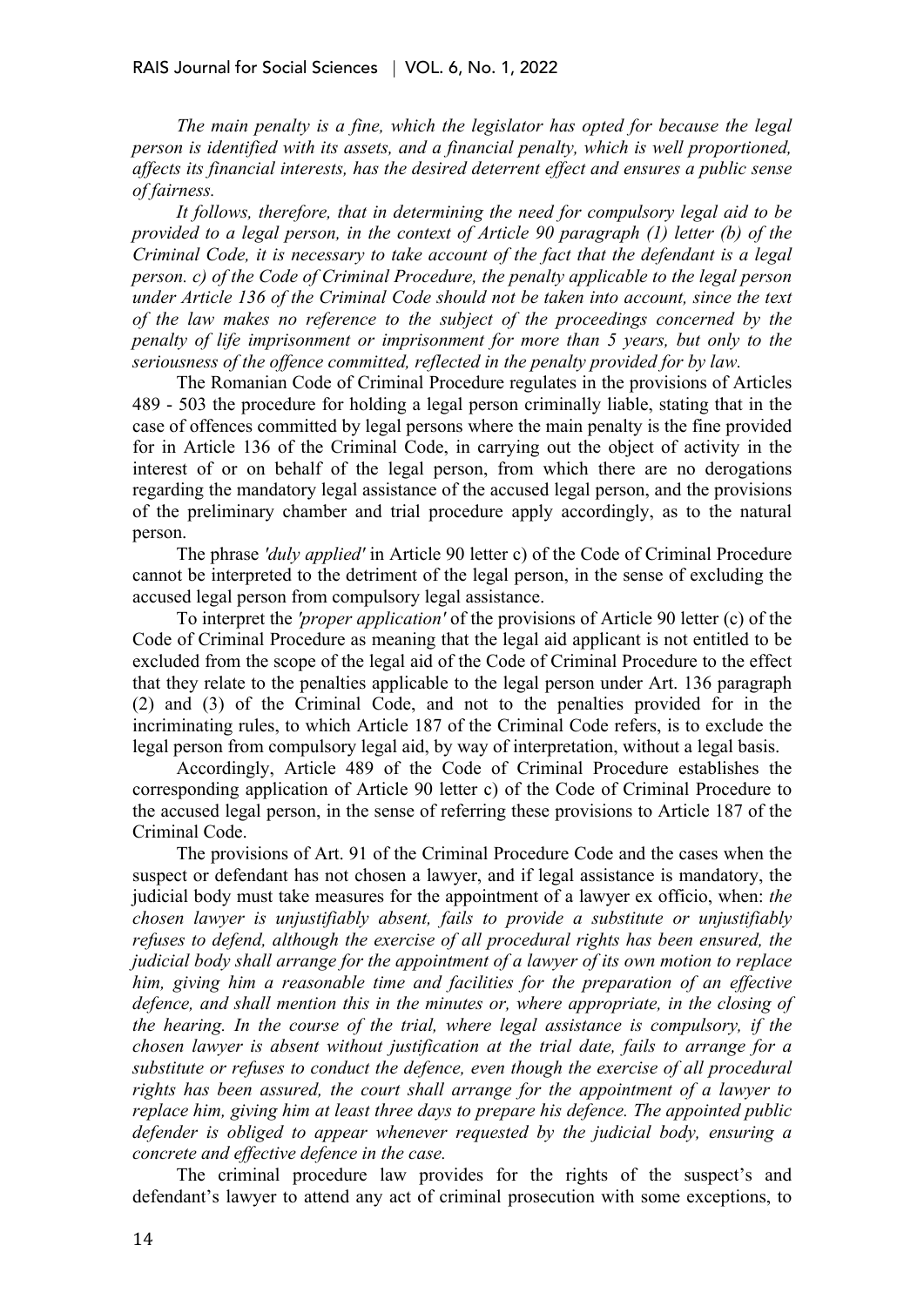*The main penalty is a fine, which the legislator has opted for because the legal person is identified with its assets, and a financial penalty, which is well proportioned, affects its financial interests, has the desired deterrent effect and ensures a public sense of fairness.*

*It follows, therefore, that in determining the need for compulsory legal aid to be provided to a legal person, in the context of Article 90 paragraph (1) letter (b) of the Criminal Code, it is necessary to take account of the fact that the defendant is a legal person. c) of the Code of Criminal Procedure, the penalty applicable to the legal person under Article 136 of the Criminal Code should not be taken into account, since the text of the law makes no reference to the subject of the proceedings concerned by the penalty of life imprisonment or imprisonment for more than 5 years, but only to the seriousness of the offence committed, reflected in the penalty provided for by law.*

The Romanian Code of Criminal Procedure regulates in the provisions of Articles 489 - 503 the procedure for holding a legal person criminally liable, stating that in the case of offences committed by legal persons where the main penalty is the fine provided for in Article 136 of the Criminal Code, in carrying out the object of activity in the interest of or on behalf of the legal person, from which there are no derogations regarding the mandatory legal assistance of the accused legal person, and the provisions of the preliminary chamber and trial procedure apply accordingly, as to the natural person.

The phrase *'duly applied'* in Article 90 letter c) of the Code of Criminal Procedure cannot be interpreted to the detriment of the legal person, in the sense of excluding the accused legal person from compulsory legal assistance.

To interpret the *'proper application'* of the provisions of Article 90 letter (c) of the Code of Criminal Procedure as meaning that the legal aid applicant is not entitled to be excluded from the scope of the legal aid of the Code of Criminal Procedure to the effect that they relate to the penalties applicable to the legal person under Art. 136 paragraph (2) and (3) of the Criminal Code, and not to the penalties provided for in the incriminating rules, to which Article 187 of the Criminal Code refers, is to exclude the legal person from compulsory legal aid, by way of interpretation, without a legal basis.

Accordingly, Article 489 of the Code of Criminal Procedure establishes the corresponding application of Article 90 letter c) of the Code of Criminal Procedure to the accused legal person, in the sense of referring these provisions to Article 187 of the Criminal Code.

The provisions of Art. 91 of the Criminal Procedure Code and the cases when the suspect or defendant has not chosen a lawyer, and if legal assistance is mandatory, the judicial body must take measures for the appointment of a lawyer ex officio, when: *the chosen lawyer is unjustifiably absent, fails to provide a substitute or unjustifiably refuses to defend, although the exercise of all procedural rights has been ensured, the judicial body shall arrange for the appointment of a lawyer of its own motion to replace him, giving him a reasonable time and facilities for the preparation of an effective defence, and shall mention this in the minutes or, where appropriate, in the closing of the hearing. In the course of the trial, where legal assistance is compulsory, if the chosen lawyer is absent without justification at the trial date, fails to arrange for a substitute or refuses to conduct the defence, even though the exercise of all procedural rights has been assured, the court shall arrange for the appointment of a lawyer to replace him, giving him at least three days to prepare his defence. The appointed public defender is obliged to appear whenever requested by the judicial body, ensuring a concrete and effective defence in the case.*

The criminal procedure law provides for the rights of the suspect's and defendant's lawyer to attend any act of criminal prosecution with some exceptions, to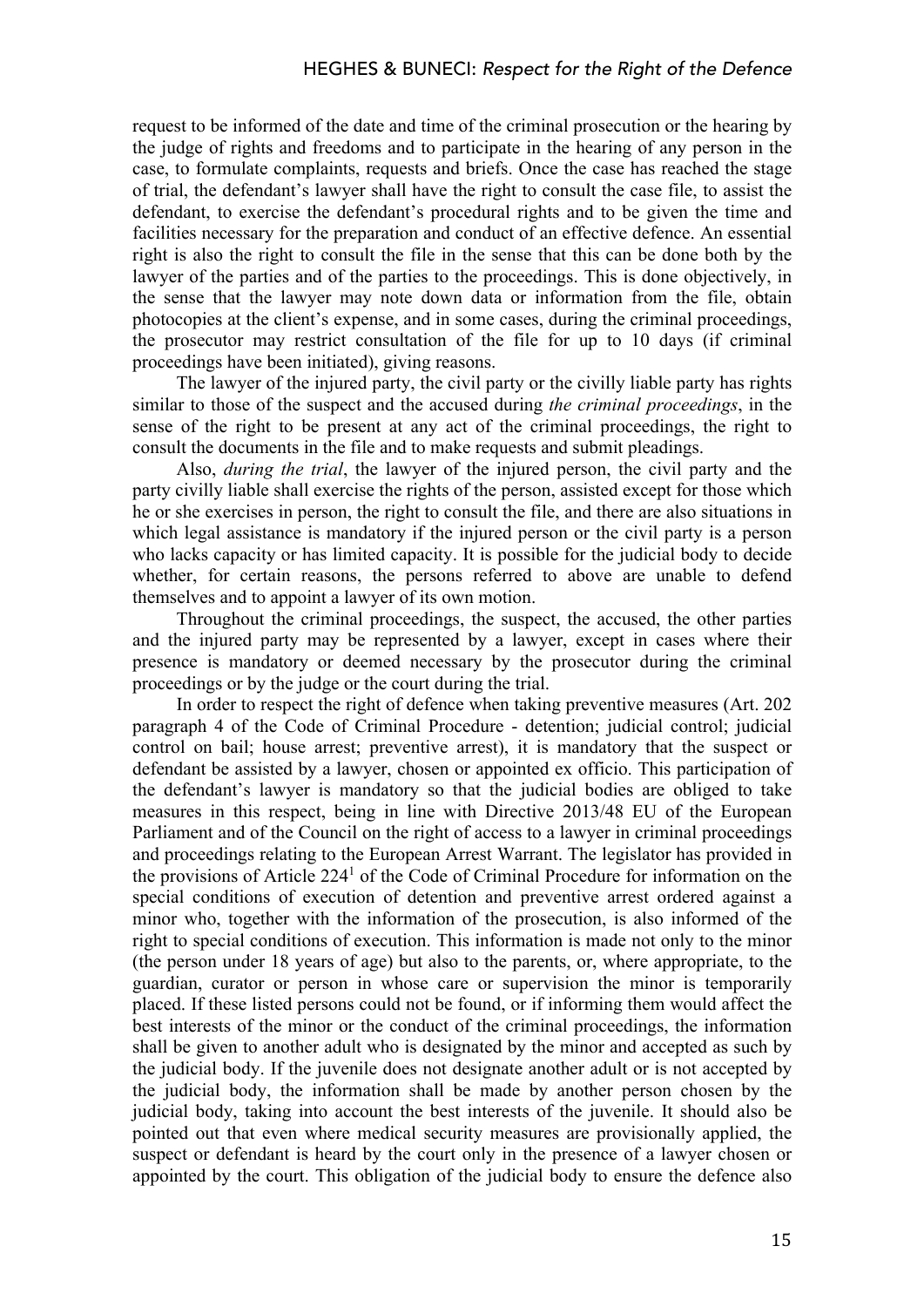request to be informed of the date and time of the criminal prosecution or the hearing by the judge of rights and freedoms and to participate in the hearing of any person in the case, to formulate complaints, requests and briefs. Once the case has reached the stage of trial, the defendant's lawyer shall have the right to consult the case file, to assist the defendant, to exercise the defendant's procedural rights and to be given the time and facilities necessary for the preparation and conduct of an effective defence. An essential right is also the right to consult the file in the sense that this can be done both by the lawyer of the parties and of the parties to the proceedings. This is done objectively, in the sense that the lawyer may note down data or information from the file, obtain photocopies at the client's expense, and in some cases, during the criminal proceedings, the prosecutor may restrict consultation of the file for up to 10 days (if criminal proceedings have been initiated), giving reasons.

The lawyer of the injured party, the civil party or the civilly liable party has rights similar to those of the suspect and the accused during *the criminal proceedings*, in the sense of the right to be present at any act of the criminal proceedings, the right to consult the documents in the file and to make requests and submit pleadings.

Also, *during the trial*, the lawyer of the injured person, the civil party and the party civilly liable shall exercise the rights of the person, assisted except for those which he or she exercises in person, the right to consult the file, and there are also situations in which legal assistance is mandatory if the injured person or the civil party is a person who lacks capacity or has limited capacity. It is possible for the judicial body to decide whether, for certain reasons, the persons referred to above are unable to defend themselves and to appoint a lawyer of its own motion.

Throughout the criminal proceedings, the suspect, the accused, the other parties and the injured party may be represented by a lawyer, except in cases where their presence is mandatory or deemed necessary by the prosecutor during the criminal proceedings or by the judge or the court during the trial.

In order to respect the right of defence when taking preventive measures (Art. 202 paragraph 4 of the Code of Criminal Procedure - detention; judicial control; judicial control on bail; house arrest; preventive arrest), it is mandatory that the suspect or defendant be assisted by a lawyer, chosen or appointed ex officio. This participation of the defendant's lawyer is mandatory so that the judicial bodies are obliged to take measures in this respect, being in line with Directive 2013/48 EU of the European Parliament and of the Council on the right of access to a lawyer in criminal proceedings and proceedings relating to the European Arrest Warrant. The legislator has provided in the provisions of Article 224[1] of the Code of Criminal Procedure for information on the special conditions of execution of detention and preventive arrest ordered against a minor who, together with the information of the prosecution, is also informed of the right to special conditions of execution. This information is made not only to the minor (the person under 18 years of age) but also to the parents, or, where appropriate, to the guardian, curator or person in whose care or supervision the minor is temporarily placed. If these listed persons could not be found, or if informing them would affect the best interests of the minor or the conduct of the criminal proceedings, the information shall be given to another adult who is designated by the minor and accepted as such by the judicial body. If the juvenile does not designate another adult or is not accepted by the judicial body, the information shall be made by another person chosen by the judicial body, taking into account the best interests of the juvenile. It should also be pointed out that even where medical security measures are provisionally applied, the suspect or defendant is heard by the court only in the presence of a lawyer chosen or appointed by the court. This obligation of the judicial body to ensure the defence also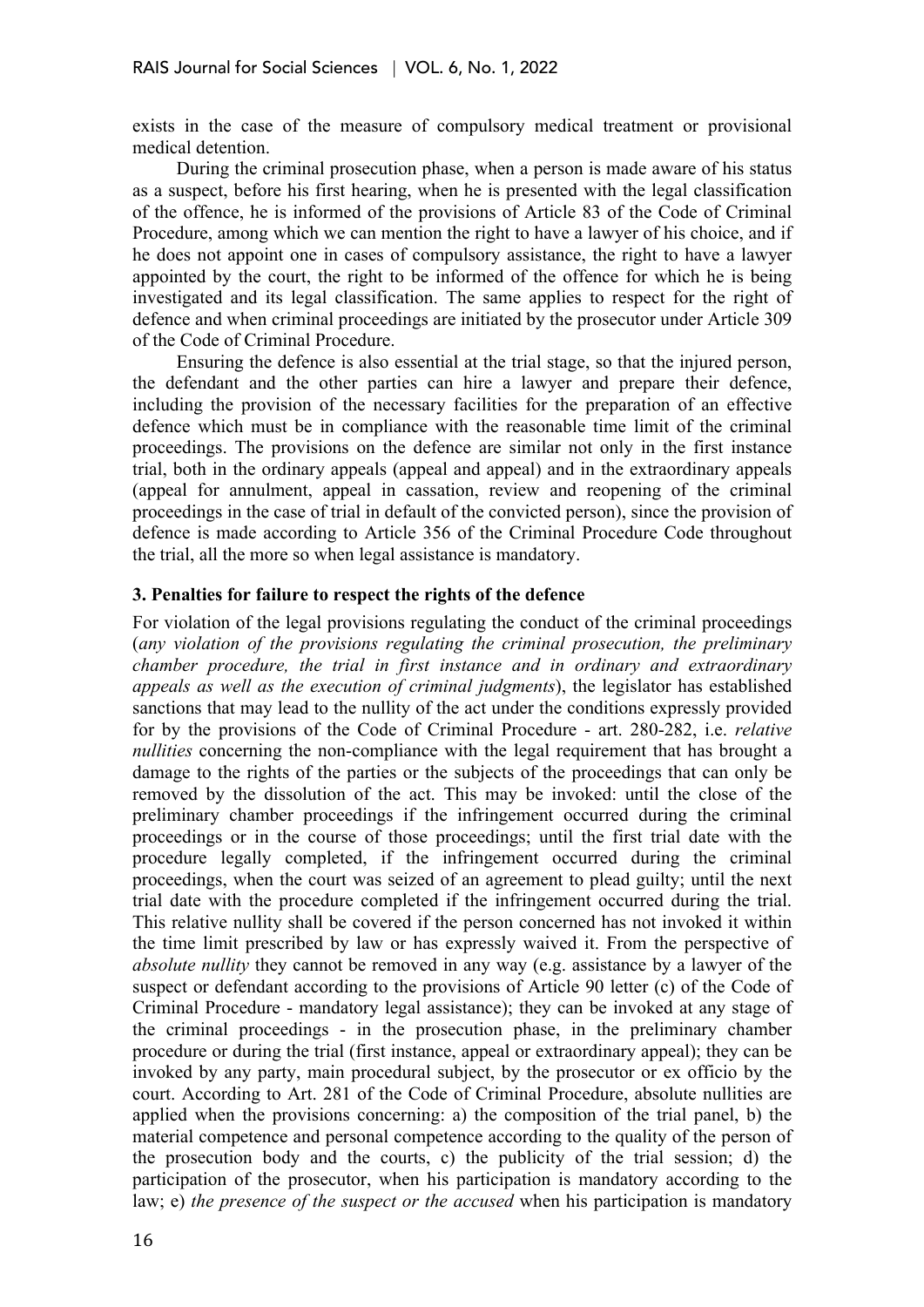exists in the case of the measure of compulsory medical treatment or provisional medical detention.

During the criminal prosecution phase, when a person is made aware of his status as a suspect, before his first hearing, when he is presented with the legal classification of the offence, he is informed of the provisions of Article 83 of the Code of Criminal Procedure, among which we can mention the right to have a lawyer of his choice, and if he does not appoint one in cases of compulsory assistance, the right to have a lawyer appointed by the court, the right to be informed of the offence for which he is being investigated and its legal classification. The same applies to respect for the right of defence and when criminal proceedings are initiated by the prosecutor under Article 309 of the Code of Criminal Procedure.

Ensuring the defence is also essential at the trial stage, so that the injured person, the defendant and the other parties can hire a lawyer and prepare their defence, including the provision of the necessary facilities for the preparation of an effective defence which must be in compliance with the reasonable time limit of the criminal proceedings. The provisions on the defence are similar not only in the first instance trial, both in the ordinary appeals (appeal and appeal) and in the extraordinary appeals (appeal for annulment, appeal in cassation, review and reopening of the criminal proceedings in the case of trial in default of the convicted person), since the provision of defence is made according to Article 356 of the Criminal Procedure Code throughout the trial, all the more so when legal assistance is mandatory.

### 3. Penalties for failure to respect the rights of the defence

For violation of the legal provisions regulating the conduct of the criminal proceedings (*any violation of the provisions regulating the criminal prosecution, the preliminary chamber procedure, the trial in first instance and in ordinary and extraordinary appeals as well as the execution of criminal judgments*), the legislator has established sanctions that may lead to the nullity of the act under the conditions expressly provided for by the provisions of the Code of Criminal Procedure - art. 280-282, i.e. *relative nullities* concerning the non-compliance with the legal requirement that has brought a damage to the rights of the parties or the subjects of the proceedings that can only be removed by the dissolution of the act. This may be invoked: until the close of the preliminary chamber proceedings if the infringement occurred during the criminal proceedings or in the course of those proceedings; until the first trial date with the procedure legally completed, if the infringement occurred during the criminal proceedings, when the court was seized of an agreement to plead guilty; until the next trial date with the procedure completed if the infringement occurred during the trial. This relative nullity shall be covered if the person concerned has not invoked it within the time limit prescribed by law or has expressly waived it. From the perspective of *absolute nullity* they cannot be removed in any way (e.g. assistance by a lawyer of the suspect or defendant according to the provisions of Article 90 letter (c) of the Code of Criminal Procedure - mandatory legal assistance); they can be invoked at any stage of the criminal proceedings - in the prosecution phase, in the preliminary chamber procedure or during the trial (first instance, appeal or extraordinary appeal); they can be invoked by any party, main procedural subject, by the prosecutor or ex officio by the court. According to Art. 281 of the Code of Criminal Procedure, absolute nullities are applied when the provisions concerning: a) the composition of the trial panel, b) the material competence and personal competence according to the quality of the person of the prosecution body and the courts, c) the publicity of the trial session; d) the participation of the prosecutor, when his participation is mandatory according to the law; e) *the presence of the suspect or the accused* when his participation is mandatory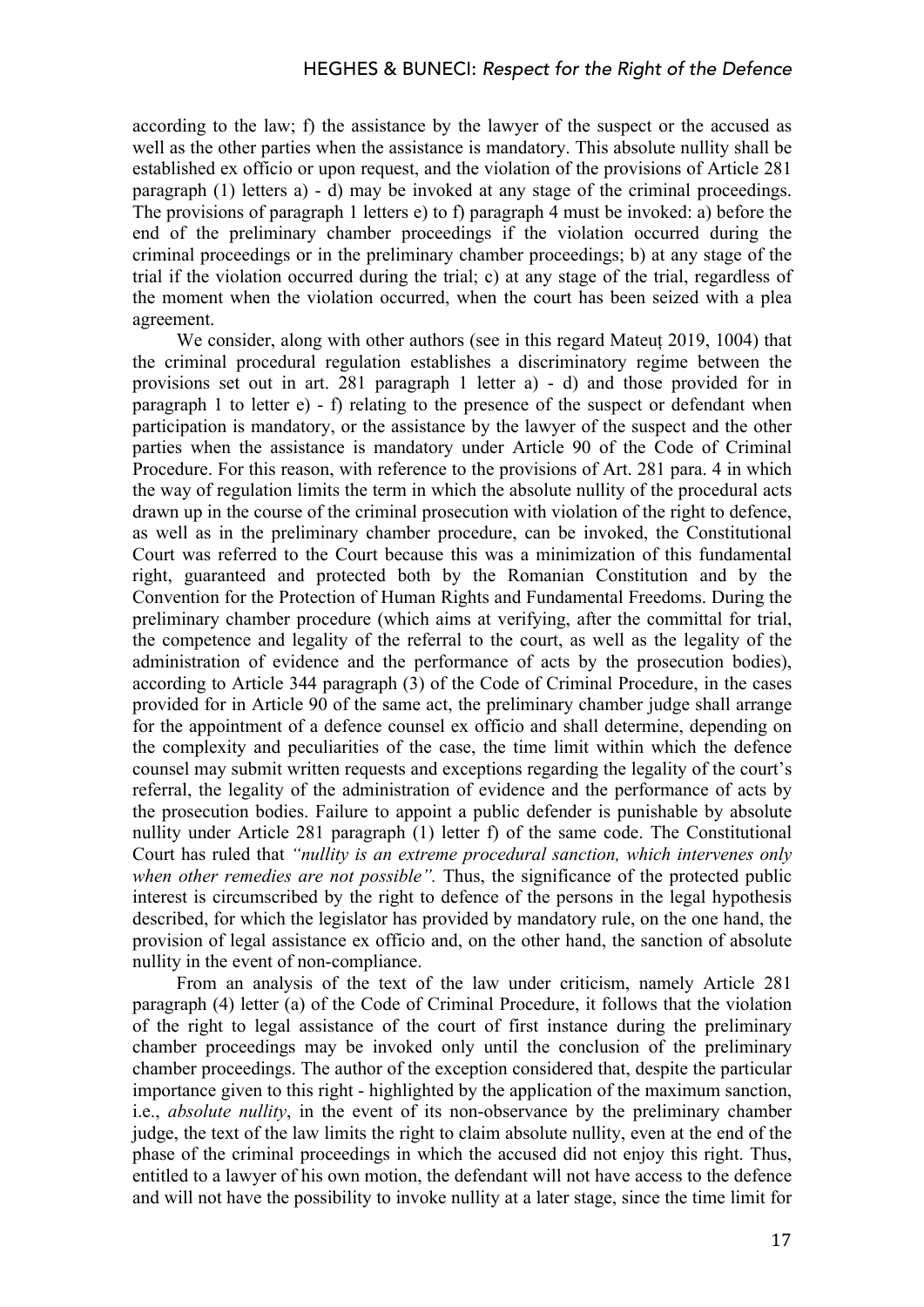according to the law; f) the assistance by the lawyer of the suspect or the accused as well as the other parties when the assistance is mandatory. This absolute nullity shall be established ex officio or upon request, and the violation of the provisions of Article 281 paragraph (1) letters a) - d) may be invoked at any stage of the criminal proceedings. The provisions of paragraph 1 letters e) to f) paragraph 4 must be invoked: a) before the end of the preliminary chamber proceedings if the violation occurred during the criminal proceedings or in the preliminary chamber proceedings; b) at any stage of the trial if the violation occurred during the trial; c) at any stage of the trial, regardless of the moment when the violation occurred, when the court has been seized with a plea agreement.

We consider, along with other authors (see in this regard Mateuț 2019, 1004) that the criminal procedural regulation establishes a discriminatory regime between the provisions set out in art. 281 paragraph 1 letter a) - d) and those provided for in paragraph 1 to letter e) - f) relating to the presence of the suspect or defendant when participation is mandatory, or the assistance by the lawyer of the suspect and the other parties when the assistance is mandatory under Article 90 of the Code of Criminal Procedure. For this reason, with reference to the provisions of Art. 281 para. 4 in which the way of regulation limits the term in which the absolute nullity of the procedural acts drawn up in the course of the criminal prosecution with violation of the right to defence, as well as in the preliminary chamber procedure, can be invoked, the Constitutional Court was referred to the Court because this was a minimization of this fundamental right, guaranteed and protected both by the Romanian Constitution and by the Convention for the Protection of Human Rights and Fundamental Freedoms. During the preliminary chamber procedure (which aims at verifying, after the committal for trial, the competence and legality of the referral to the court, as well as the legality of the administration of evidence and the performance of acts by the prosecution bodies), according to Article 344 paragraph (3) of the Code of Criminal Procedure, in the cases provided for in Article 90 of the same act, the preliminary chamber judge shall arrange for the appointment of a defence counsel ex officio and shall determine, depending on the complexity and peculiarities of the case, the time limit within which the defence counsel may submit written requests and exceptions regarding the legality of the court's referral, the legality of the administration of evidence and the performance of acts by the prosecution bodies. Failure to appoint a public defender is punishable by absolute nullity under Article 281 paragraph (1) letter f) of the same code. The Constitutional Court has ruled that *"nullity is an extreme procedural sanction, which intervenes only when other remedies are not possible".* Thus, the significance of the protected public interest is circumscribed by the right to defence of the persons in the legal hypothesis described, for which the legislator has provided by mandatory rule, on the one hand, the provision of legal assistance ex officio and, on the other hand, the sanction of absolute nullity in the event of non-compliance.

From an analysis of the text of the law under criticism, namely Article 281 paragraph (4) letter (a) of the Code of Criminal Procedure, it follows that the violation of the right to legal assistance of the court of first instance during the preliminary chamber proceedings may be invoked only until the conclusion of the preliminary chamber proceedings. The author of the exception considered that, despite the particular importance given to this right - highlighted by the application of the maximum sanction, i.e., *absolute nullity*, in the event of its non-observance by the preliminary chamber judge, the text of the law limits the right to claim absolute nullity, even at the end of the phase of the criminal proceedings in which the accused did not enjoy this right. Thus, entitled to a lawyer of his own motion, the defendant will not have access to the defence and will not have the possibility to invoke nullity at a later stage, since the time limit for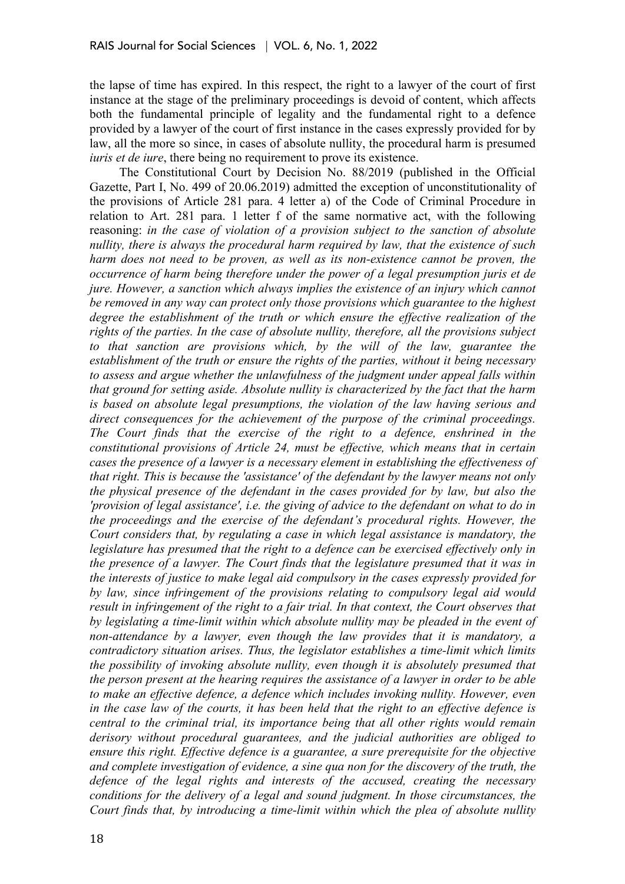the lapse of time has expired. In this respect, the right to a lawyer of the court of first instance at the stage of the preliminary proceedings is devoid of content, which affects both the fundamental principle of legality and the fundamental right to a defence provided by a lawyer of the court of first instance in the cases expressly provided for by law, all the more so since, in cases of absolute nullity, the procedural harm is presumed *iuris et de iure*, there being no requirement to prove its existence.

The Constitutional Court by Decision No. 88/2019 (published in the Official Gazette, Part I, No. 499 of 20.06.2019) admitted the exception of unconstitutionality of the provisions of Article 281 para. 4 letter a) of the Code of Criminal Procedure in relation to Art. 281 para. 1 letter f of the same normative act, with the following reasoning: *in the case of violation of a provision subject to the sanction of absolute nullity, there is always the procedural harm required by law, that the existence of such harm does not need to be proven, as well as its non-existence cannot be proven, the occurrence of harm being therefore under the power of a legal presumption juris et de jure. However, a sanction which always implies the existence of an injury which cannot be removed in any way can protect only those provisions which guarantee to the highest degree the establishment of the truth or which ensure the effective realization of the rights of the parties. In the case of absolute nullity, therefore, all the provisions subject to that sanction are provisions which, by the will of the law, guarantee the establishment of the truth or ensure the rights of the parties, without it being necessary to assess and argue whether the unlawfulness of the judgment under appeal falls within that ground for setting aside. Absolute nullity is characterized by the fact that the harm is based on absolute legal presumptions, the violation of the law having serious and direct consequences for the achievement of the purpose of the criminal proceedings. The Court finds that the exercise of the right to a defence, enshrined in the constitutional provisions of Article 24, must be effective, which means that in certain cases the presence of a lawyer is a necessary element in establishing the effectiveness of that right. This is because the 'assistance' of the defendant by the lawyer means not only the physical presence of the defendant in the cases provided for by law, but also the 'provision of legal assistance', i.e. the giving of advice to the defendant on what to do in the proceedings and the exercise of the defendant's procedural rights. However, the Court considers that, by regulating a case in which legal assistance is mandatory, the legislature has presumed that the right to a defence can be exercised effectively only in the presence of a lawyer. The Court finds that the legislature presumed that it was in the interests of justice to make legal aid compulsory in the cases expressly provided for by law, since infringement of the provisions relating to compulsory legal aid would result in infringement of the right to a fair trial. In that context, the Court observes that by legislating a time-limit within which absolute nullity may be pleaded in the event of non-attendance by a lawyer, even though the law provides that it is mandatory, a contradictory situation arises. Thus, the legislator establishes a time-limit which limits the possibility of invoking absolute nullity, even though it is absolutely presumed that the person present at the hearing requires the assistance of a lawyer in order to be able to make an effective defence, a defence which includes invoking nullity. However, even in the case law of the courts, it has been held that the right to an effective defence is central to the criminal trial, its importance being that all other rights would remain derisory without procedural guarantees, and the judicial authorities are obliged to ensure this right. Effective defence is a guarantee, a sure prerequisite for the objective and complete investigation of evidence, a sine qua non for the discovery of the truth, the defence of the legal rights and interests of the accused, creating the necessary conditions for the delivery of a legal and sound judgment. In those circumstances, the Court finds that, by introducing a time-limit within which the plea of absolute nullity*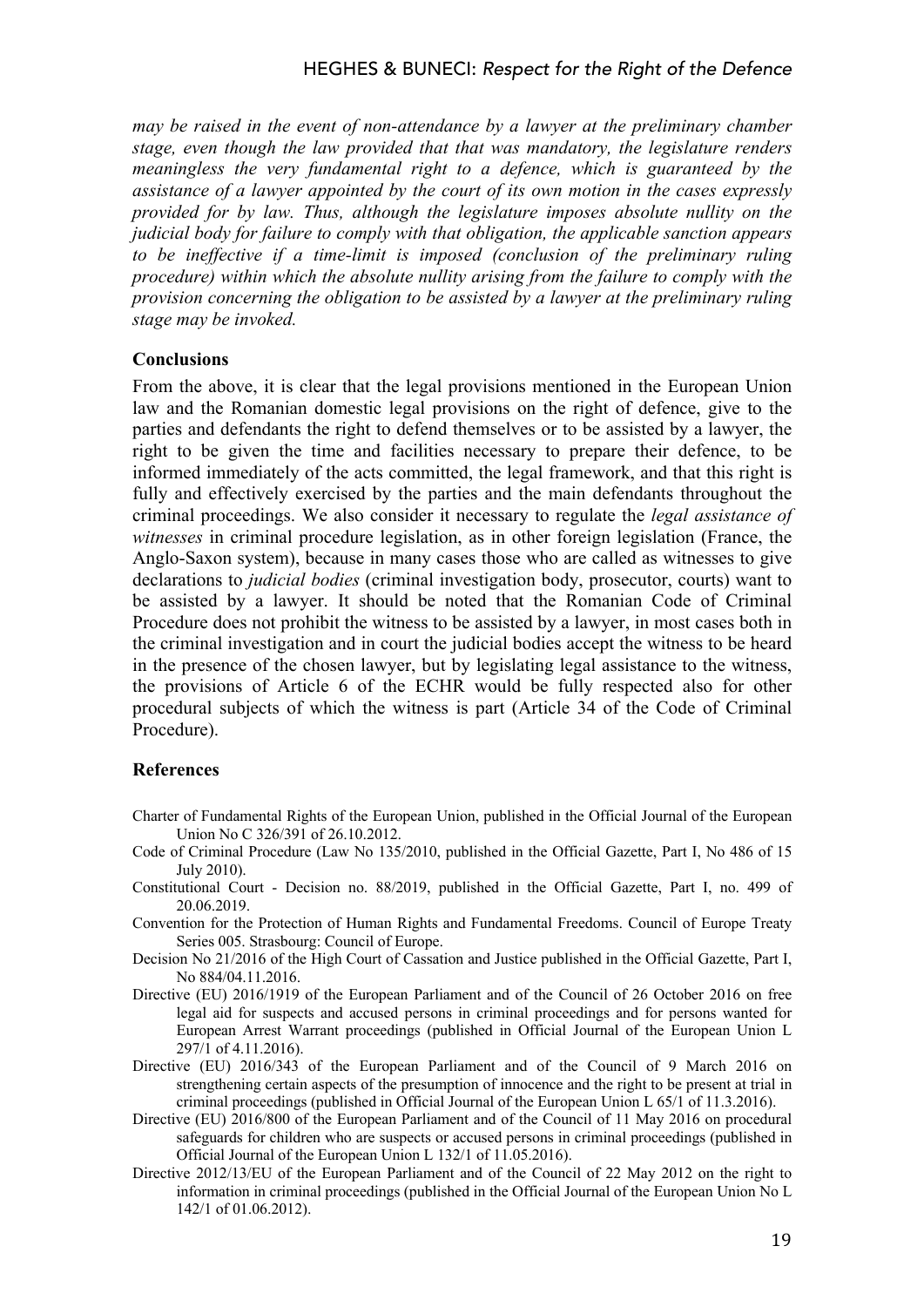*may be raised in the event of non-attendance by a lawyer at the preliminary chamber stage, even though the law provided that that was mandatory, the legislature renders meaningless the very fundamental right to a defence, which is guaranteed by the assistance of a lawyer appointed by the court of its own motion in the cases expressly provided for by law. Thus, although the legislature imposes absolute nullity on the judicial body for failure to comply with that obligation, the applicable sanction appears to be ineffective if a time-limit is imposed (conclusion of the preliminary ruling procedure) within which the absolute nullity arising from the failure to comply with the provision concerning the obligation to be assisted by a lawyer at the preliminary ruling stage may be invoked.*

## Conclusions

From the above, it is clear that the legal provisions mentioned in the European Union law and the Romanian domestic legal provisions on the right of defence, give to the parties and defendants the right to defend themselves or to be assisted by a lawyer, the right to be given the time and facilities necessary to prepare their defence, to be informed immediately of the acts committed, the legal framework, and that this right is fully and effectively exercised by the parties and the main defendants throughout the criminal proceedings. We also consider it necessary to regulate the *legal assistance of witnesses* in criminal procedure legislation, as in other foreign legislation (France, the Anglo-Saxon system), because in many cases those who are called as witnesses to give declarations to *judicial bodies* (criminal investigation body, prosecutor, courts) want to be assisted by a lawyer. It should be noted that the Romanian Code of Criminal Procedure does not prohibit the witness to be assisted by a lawyer, in most cases both in the criminal investigation and in court the judicial bodies accept the witness to be heard in the presence of the chosen lawyer, but by legislating legal assistance to the witness, the provisions of Article 6 of the ECHR would be fully respected also for other procedural subjects of which the witness is part (Article 34 of the Code of Criminal Procedure).

## References

Charter of Fundamental Rights of the European Union, published in the Official Journal of the European Union No C 326/391 of 26.10.2012.

Code of Criminal Procedure (Law No 135/2010, published in the Official Gazette, Part I, No 486 of 15 July 2010).

Constitutional Court - Decision no. 88/2019, published in the Official Gazette, Part I, no. 499 of 20.06.2019.

Convention for the Protection of Human Rights and Fundamental Freedoms. Council of Europe Treaty Series 005. Strasbourg: Council of Europe.

Decision No 21/2016 of the High Court of Cassation and Justice published in the Official Gazette, Part I, No 884/04.11.2016.

Directive (EU) 2016/1919 of the European Parliament and of the Council of 26 October 2016 on free legal aid for suspects and accused persons in criminal proceedings and for persons wanted for European Arrest Warrant proceedings (published in Official Journal of the European Union L 297/1 of 4.11.2016).

Directive (EU) 2016/343 of the European Parliament and of the Council of 9 March 2016 on strengthening certain aspects of the presumption of innocence and the right to be present at trial in criminal proceedings (published in Official Journal of the European Union L 65/1 of 11.3.2016).

Directive (EU) 2016/800 of the European Parliament and of the Council of 11 May 2016 on procedural safeguards for children who are suspects or accused persons in criminal proceedings (published in Official Journal of the European Union L 132/1 of 11.05.2016).

Directive 2012/13/EU of the European Parliament and of the Council of 22 May 2012 on the right to information in criminal proceedings (published in the Official Journal of the European Union No L 142/1 of 01.06.2012).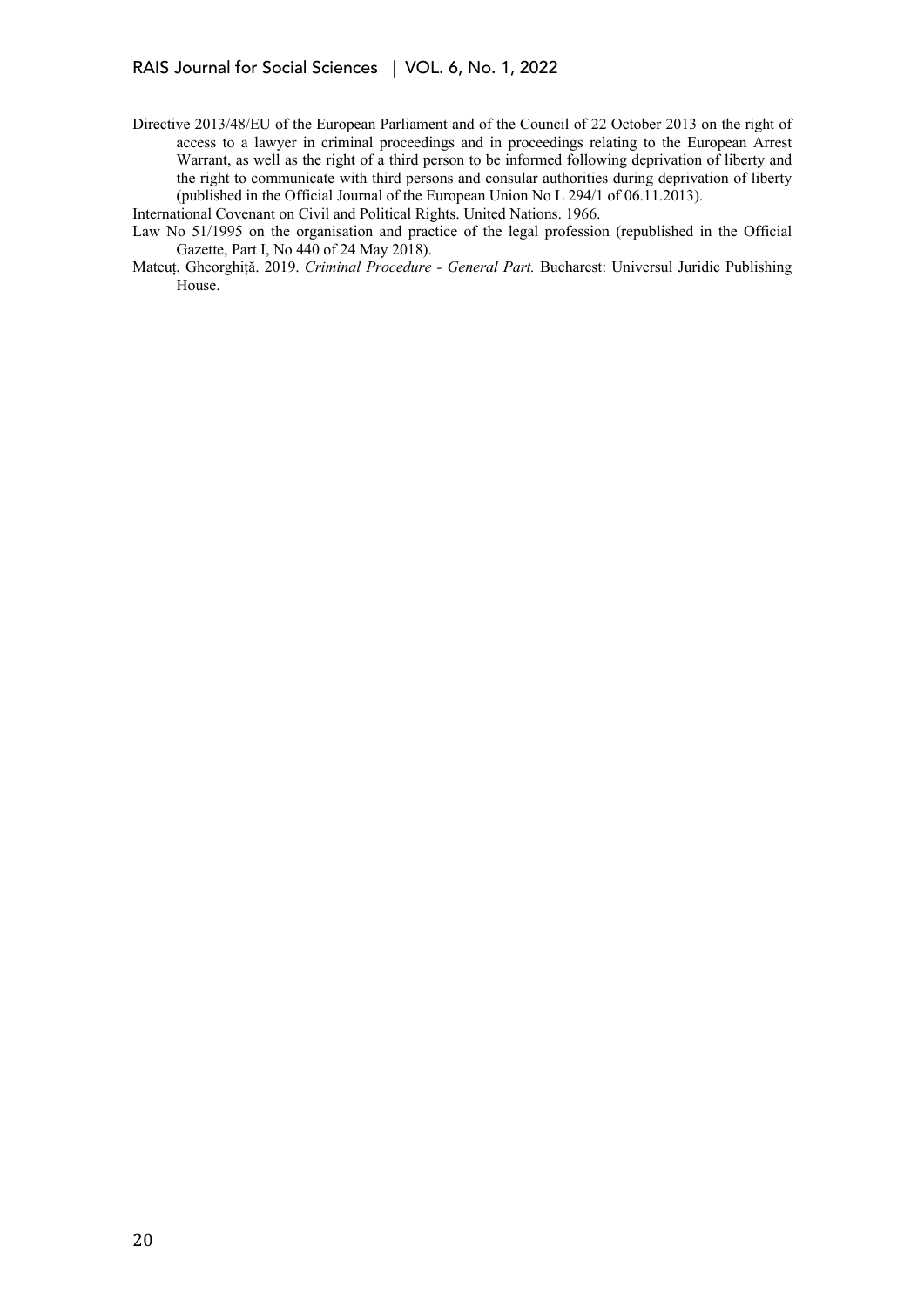Directive 2013/48/EU of the European Parliament and of the Council of 22 October 2013 on the right of access to a lawyer in criminal proceedings and in proceedings relating to the European Arrest Warrant, as well as the right of a third person to be informed following deprivation of liberty and the right to communicate with third persons and consular authorities during deprivation of liberty (published in the Official Journal of the European Union No L 294/1 of 06.11.2013).

International Covenant on Civil and Political Rights. United Nations. 1966.

Law No 51/1995 on the organisation and practice of the legal profession (republished in the Official Gazette, Part I, No 440 of 24 May 2018).

Mateuț, Gheorghiță. 2019. *Criminal Procedure - General Part.* Bucharest: Universul Juridic Publishing House.